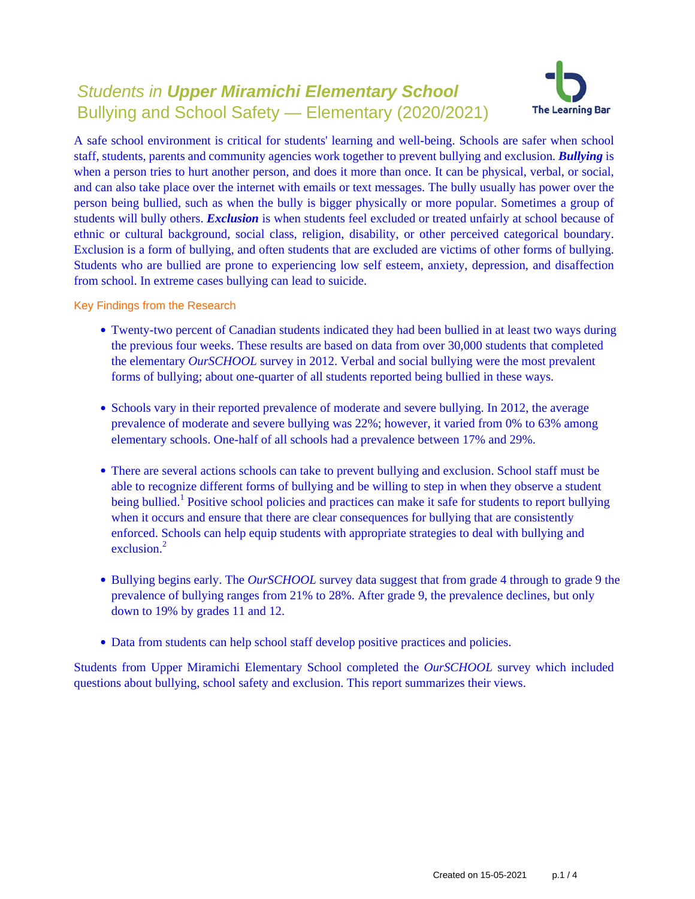# *Students in* ***Upper Miramichi Elementary School***
## Bullying and School Safety — Elementary (2020/2021)

A safe school environment is critical for students' learning and well-being. Schools are safer when school staff, students, parents and community agencies work together to prevent bullying and exclusion. ***Bullying*** is when a person tries to hurt another person, and does it more than once. It can be physical, verbal, or social, and can also take place over the internet with emails or text messages. The bully usually has power over the person being bullied, such as when the bully is bigger physically or more popular. Sometimes a group of students will bully others. ***Exclusion*** is when students feel excluded or treated unfairly at school because of ethnic or cultural background, social class, religion, disability, or other perceived categorical boundary. Exclusion is a form of bullying, and often students that are excluded are victims of other forms of bullying. Students who are bullied are prone to experiencing low self esteem, anxiety, depression, and disaffection from school. In extreme cases bullying can lead to suicide.

### Key Findings from the Research

- Twenty-two percent of Canadian students indicated they had been bullied in at least two ways during the previous four weeks. These results are based on data from over 30,000 students that completed the elementary *OurSCHOOL* survey in 2012. Verbal and social bullying were the most prevalent forms of bullying; about one-quarter of all students reported being bullied in these ways.

- Schools vary in their reported prevalence of moderate and severe bullying. In 2012, the average prevalence of moderate and severe bullying was 22%; however, it varied from 0% to 63% among elementary schools. One-half of all schools had a prevalence between 17% and 29%.

- There are several actions schools can take to prevent bullying and exclusion. School staff must be able to recognize different forms of bullying and be willing to step in when they observe a student being bullied.[1] Positive school policies and practices can make it safe for students to report bullying when it occurs and ensure that there are clear consequences for bullying that are consistently enforced. Schools can help equip students with appropriate strategies to deal with bullying and exclusion.[2]

- Bullying begins early. The *OurSCHOOL* survey data suggest that from grade 4 through to grade 9 the prevalence of bullying ranges from 21% to 28%. After grade 9, the prevalence declines, but only down to 19% by grades 11 and 12.

- Data from students can help school staff develop positive practices and policies.

Students from Upper Miramichi Elementary School completed the *OurSCHOOL* survey which included questions about bullying, school safety and exclusion. This report summarizes their views.

Created on 15-05-2021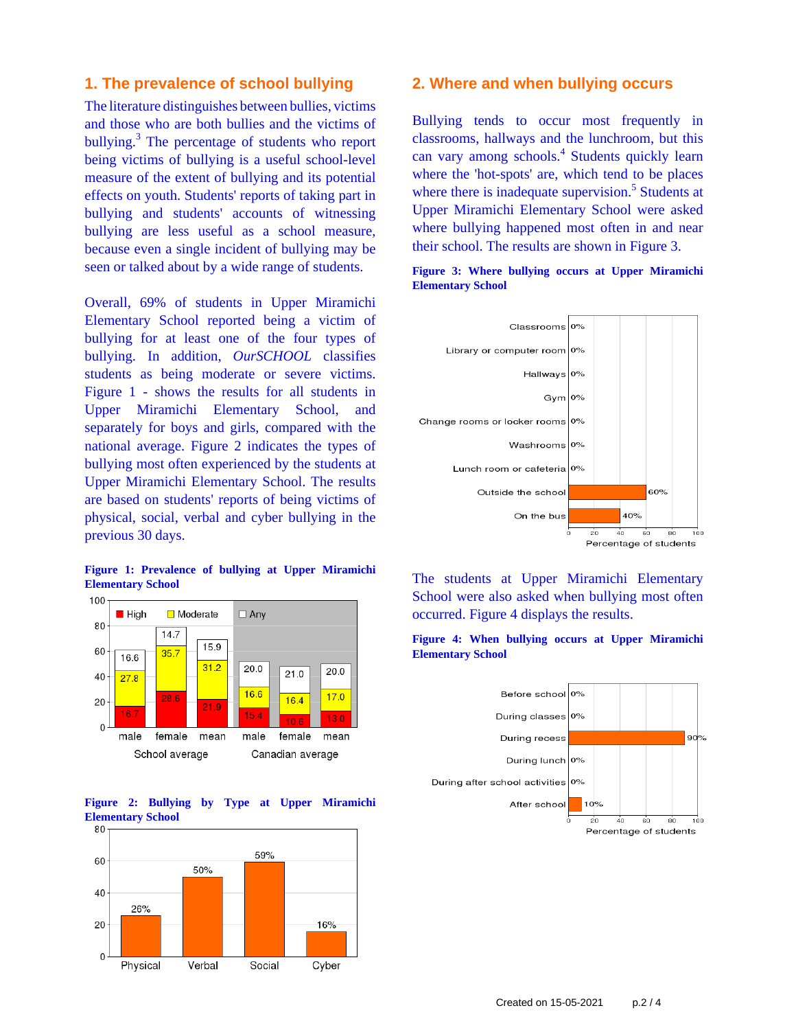## 1. The prevalence of school bullying

The literature distinguishes between bullies, victims and those who are both bullies and the victims of bullying.[3] The percentage of students who report being victims of bullying is a useful school-level measure of the extent of bullying and its potential effects on youth. Students' reports of taking part in bullying and students' accounts of witnessing bullying are less useful as a school measure, because even a single incident of bullying may be seen or talked about by a wide range of students.

Overall, 69% of students in Upper Miramichi Elementary School reported being a victim of bullying for at least one of the four types of bullying. In addition, *OurSCHOOL* classifies students as being moderate or severe victims. Figure 1 - shows the results for all students in Upper Miramichi Elementary School, and separately for boys and girls, compared with the national average. Figure 2 indicates the types of bullying most often experienced by the students at Upper Miramichi Elementary School. The results are based on students' reports of being victims of physical, social, verbal and cyber bullying in the previous 30 days.

**Figure 1: Prevalence of bullying at Upper Miramichi Elementary School**

| | School average male | School average female | School average mean | Canadian average male | Canadian average female | Canadian average mean |
|---|---|---|---|---|---|---|
| High | 16.7 | 28.6 | 21.9 | 15.4 | 10.6 | 13.0 |
| Moderate | 27.8 | 35.7 | 31.2 | 16.6 | 16.4 | 17.0 |
| Any | 16.6 | 14.7 | 15.9 | 20.0 | 21.0 | 20.0 |

**Figure 2: Bullying by Type at Upper Miramichi Elementary School**

| Physical | Verbal | Social | Cyber |
|---|---|---|---|
| 26% | 50% | 59% | 16% |

## 2. Where and when bullying occurs

Bullying tends to occur most frequently in classrooms, hallways and the lunchroom, but this can vary among schools.[4] Students quickly learn where the 'hot-spots' are, which tend to be places where there is inadequate supervision.[5] Students at Upper Miramichi Elementary School were asked where bullying happened most often in and near their school. The results are shown in Figure 3.

**Figure 3: Where bullying occurs at Upper Miramichi Elementary School**

| Location | Percentage of students |
|---|---|
| Classrooms | 0% |
| Library or computer room | 0% |
| Hallways | 0% |
| Gym | 0% |
| Change rooms or locker rooms | 0% |
| Washrooms | 0% |
| Lunch room or cafeteria | 0% |
| Outside the school | 60% |
| On the bus | 40% |

The students at Upper Miramichi Elementary School were also asked when bullying most often occurred. Figure 4 displays the results.

**Figure 4: When bullying occurs at Upper Miramichi Elementary School**

| Time | Percentage of students |
|---|---|
| Before school | 0% |
| During classes | 0% |
| During recess | 90% |
| During lunch | 0% |
| During after school activities | 0% |
| After school | 10% |

Created on 15-05-2021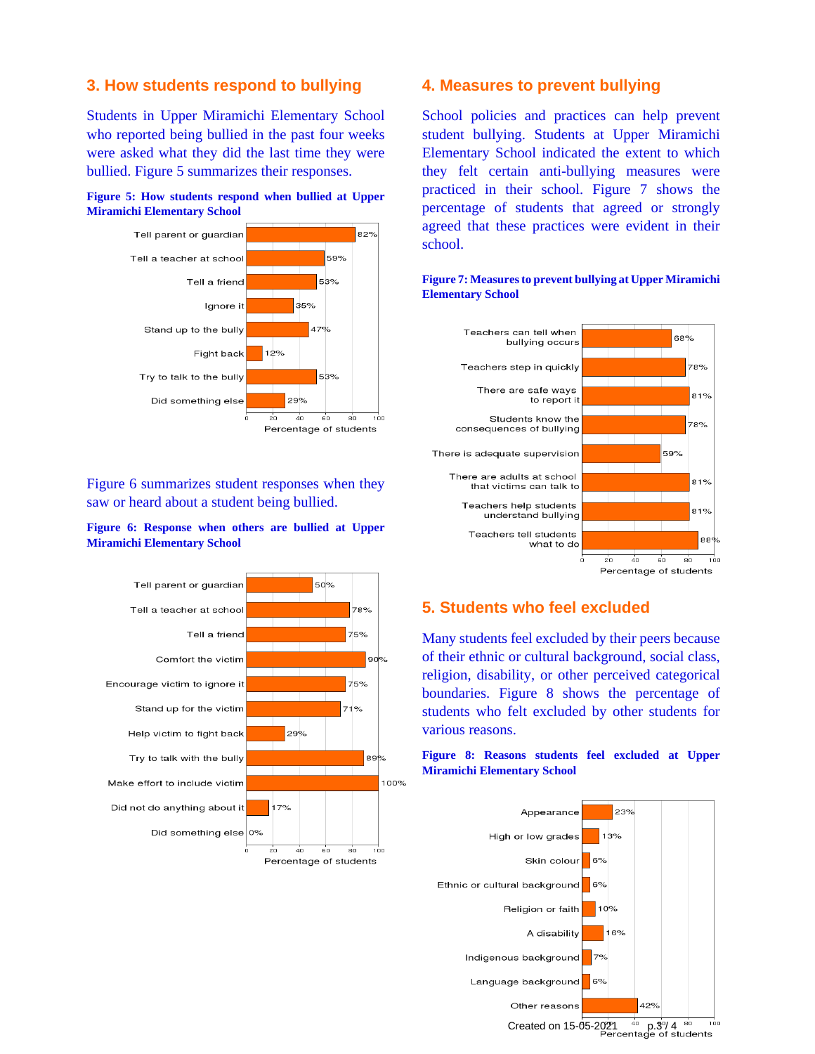## 3. How students respond to bullying

Students in Upper Miramichi Elementary School who reported being bullied in the past four weeks were asked what they did the last time they were bullied. Figure 5 summarizes their responses.

**Figure 5: How students respond when bullied at Upper Miramichi Elementary School**

| Response | Percentage of students |
|---|---|
| Tell parent or guardian | 82% |
| Tell a teacher at school | 59% |
| Tell a friend | 53% |
| Ignore it | 35% |
| Stand up to the bully | 47% |
| Fight back | 12% |
| Try to talk to the bully | 53% |
| Did something else | 29% |

Figure 6 summarizes student responses when they saw or heard about a student being bullied.

**Figure 6: Response when others are bullied at Upper Miramichi Elementary School**

| Response | Percentage of students |
|---|---|
| Tell parent or guardian | 50% |
| Tell a teacher at school | 78% |
| Tell a friend | 75% |
| Comfort the victim | 90% |
| Encourage victim to ignore it | 75% |
| Stand up for the victim | 71% |
| Help victim to fight back | 29% |
| Try to talk with the bully | 89% |
| Make effort to include victim | 100% |
| Did not do anything about it | 17% |
| Did something else | 0% |

## 4. Measures to prevent bullying

School policies and practices can help prevent student bullying. Students at Upper Miramichi Elementary School indicated the extent to which they felt certain anti-bullying measures were practiced in their school. Figure 7 shows the percentage of students that agreed or strongly agreed that these practices were evident in their school.

**Figure 7: Measures to prevent bullying at Upper Miramichi Elementary School**

| Measure | Percentage of students |
|---|---|
| Teachers can tell when bullying occurs | 68% |
| Teachers step in quickly | 78% |
| There are safe ways to report it | 81% |
| Students know the consequences of bullying | 78% |
| There is adequate supervision | 59% |
| There are adults at school that victims can talk to | 81% |
| Teachers help students understand bullying | 81% |
| Teachers tell students what to do | 88% |

## 5. Students who feel excluded

Many students feel excluded by their peers because of their ethnic or cultural background, social class, religion, disability, or other perceived categorical boundaries. Figure 8 shows the percentage of students who felt excluded by other students for various reasons.

**Figure 8: Reasons students feel excluded at Upper Miramichi Elementary School**

| Reason | Percentage of students |
|---|---|
| Appearance | 23% |
| High or low grades | 13% |
| Skin colour | 6% |
| Ethnic or cultural background | 6% |
| Religion or faith | 10% |
| A disability | 16% |
| Indigenous background | 7% |
| Language background | 6% |
| Other reasons | 42% |

Created on 15-05-2021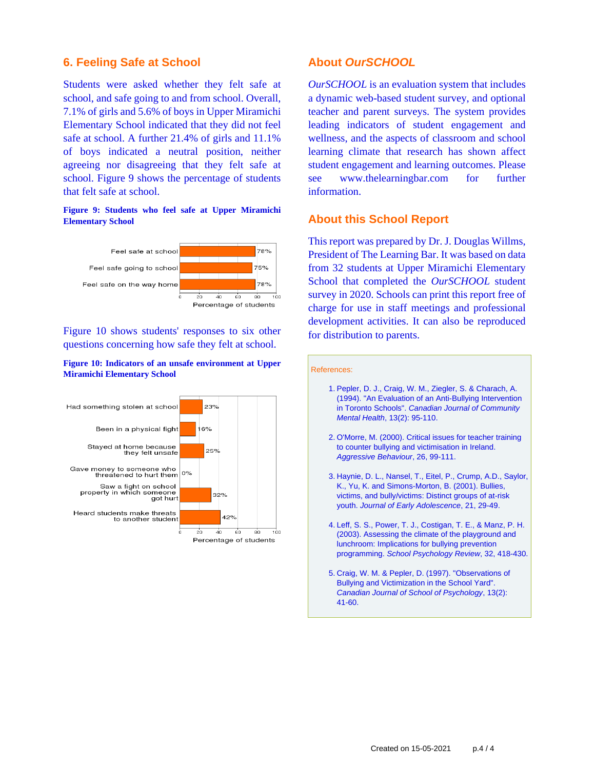## 6. Feeling Safe at School

Students were asked whether they felt safe at school, and safe going to and from school. Overall, 7.1% of girls and 5.6% of boys in Upper Miramichi Elementary School indicated that they did not feel safe at school. A further 21.4% of girls and 11.1% of boys indicated a neutral position, neither agreeing nor disagreeing that they felt safe at school. Figure 9 shows the percentage of students that felt safe at school.

**Figure 9: Students who feel safe at Upper Miramichi Elementary School**

Feel safe at school 78%
Feel safe going to school 75%
Feel safe on the way home 78%
0 20 40 60 80 100
Percentage of students

Figure 10 shows students' responses to six other questions concerning how safe they felt at school.

**Figure 10: Indicators of an unsafe environment at Upper Miramichi Elementary School**

Had something stolen at school 23%
Been in a physical fight 16%
Stayed at home because they felt unsafe 25%
Gave money to someone who threatened to hurt them 0%
Saw a fight on school property in which someone got hurt 32%
Heard students make threats to another student 42%
0 20 40 60 80 100
Percentage of students

## About *OurSCHOOL*

*OurSCHOOL* is an evaluation system that includes a dynamic web-based student survey, and optional teacher and parent surveys. The system provides leading indicators of student engagement and wellness, and the aspects of classroom and school learning climate that research has shown affect student engagement and learning outcomes. Please see www.thelearningbar.com for further information.

## About this School Report

This report was prepared by Dr. J. Douglas Willms, President of The Learning Bar. It was based on data from 32 students at Upper Miramichi Elementary School that completed the *OurSCHOOL* student survey in 2020. Schools can print this report free of charge for use in staff meetings and professional development activities. It can also be reproduced for distribution to parents.

References:

1. Pepler, D. J., Craig, W. M., Ziegler, S. & Charach, A. (1994). "An Evaluation of an Anti-Bullying Intervention in Toronto Schools". *Canadian Journal of Community Mental Health*, 13(2): 95-110.
2. O'Morre, M. (2000). Critical issues for teacher training to counter bullying and victimisation in Ireland. *Aggressive Behaviour*, 26, 99-111.
3. Haynie, D. L., Nansel, T., Eitel, P., Crump, A.D., Saylor, K., Yu, K. and Simons-Morton, B. (2001). Bullies, victims, and bully/victims: Distinct groups of at-risk youth. *Journal of Early Adolescence*, 21, 29-49.
4. Leff, S. S., Power, T. J., Costigan, T. E., & Manz, P. H. (2003). Assessing the climate of the playground and lunchroom: Implications for bullying prevention programming. *School Psychology Review*, 32, 418-430.
5. Craig, W. M. & Pepler, D. (1997). "Observations of Bullying and Victimization in the School Yard". *Canadian Journal of School of Psychology*, 13(2): 41-60.

Created on 15-05-2021